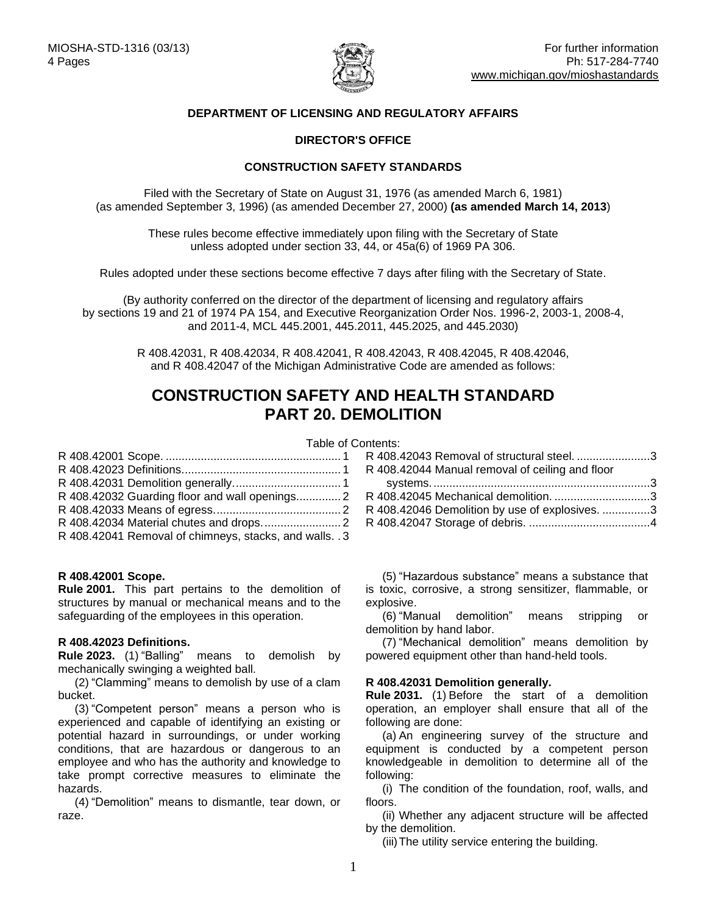MIOSHA-STD-1316 (03/13)
4 Pages

For further information
Ph: 517-284-7740
www.michigan.gov/mioshastandards

**DEPARTMENT OF LICENSING AND REGULATORY AFFAIRS**

**DIRECTOR'S OFFICE**

**CONSTRUCTION SAFETY STANDARDS**

Filed with the Secretary of State on August 31, 1976 (as amended March 6, 1981) (as amended September 3, 1996) (as amended December 27, 2000) **(as amended March 14, 2013**)

These rules become effective immediately upon filing with the Secretary of State unless adopted under section 33, 44, or 45a(6) of 1969 PA 306.

Rules adopted under these sections become effective 7 days after filing with the Secretary of State.

(By authority conferred on the director of the department of licensing and regulatory affairs by sections 19 and 21 of 1974 PA 154, and Executive Reorganization Order Nos. 1996-2, 2003-1, 2008-4, and 2011-4, MCL 445.2001, 445.2011, 445.2025, and 445.2030)

R 408.42031, R 408.42034, R 408.42041, R 408.42043, R 408.42045, R 408.42046, and R 408.42047 of the Michigan Administrative Code are amended as follows:

# CONSTRUCTION SAFETY AND HEALTH STANDARD PART 20. DEMOLITION

Table of Contents:

- R 408.42001 Scope. ....... 1
- R 408.42023 Definitions. ....... 1
- R 408.42031 Demolition generally. ....... 1
- R 408.42032 Guarding floor and wall openings. ....... 2
- R 408.42033 Means of egress. ....... 2
- R 408.42034 Material chutes and drops. ....... 2
- R 408.42041 Removal of chimneys, stacks, and walls. ....... 3
- R 408.42043 Removal of structural steel. ....... 3
- R 408.42044 Manual removal of ceiling and floor systems. ....... 3
- R 408.42045 Mechanical demolition. ....... 3
- R 408.42046 Demolition by use of explosives. ....... 3
- R 408.42047 Storage of debris. ....... 4

**R 408.42001 Scope.**

**Rule 2001.** This part pertains to the demolition of structures by manual or mechanical means and to the safeguarding of the employees in this operation.

**R 408.42023 Definitions.**

**Rule 2023.** (1) "Balling" means to demolish by mechanically swinging a weighted ball.

(2) "Clamming" means to demolish by use of a clam bucket.

(3) "Competent person" means a person who is experienced and capable of identifying an existing or potential hazard in surroundings, or under working conditions, that are hazardous or dangerous to an employee and who has the authority and knowledge to take prompt corrective measures to eliminate the hazards.

(4) "Demolition" means to dismantle, tear down, or raze.

(5) "Hazardous substance" means a substance that is toxic, corrosive, a strong sensitizer, flammable, or explosive.

(6) "Manual demolition" means stripping or demolition by hand labor.

(7) "Mechanical demolition" means demolition by powered equipment other than hand-held tools.

**R 408.42031 Demolition generally.**

**Rule 2031.** (1) Before the start of a demolition operation, an employer shall ensure that all of the following are done:

(a) An engineering survey of the structure and equipment is conducted by a competent person knowledgeable in demolition to determine all of the following:

(i) The condition of the foundation, roof, walls, and floors.

(ii) Whether any adjacent structure will be affected by the demolition.

(iii) The utility service entering the building.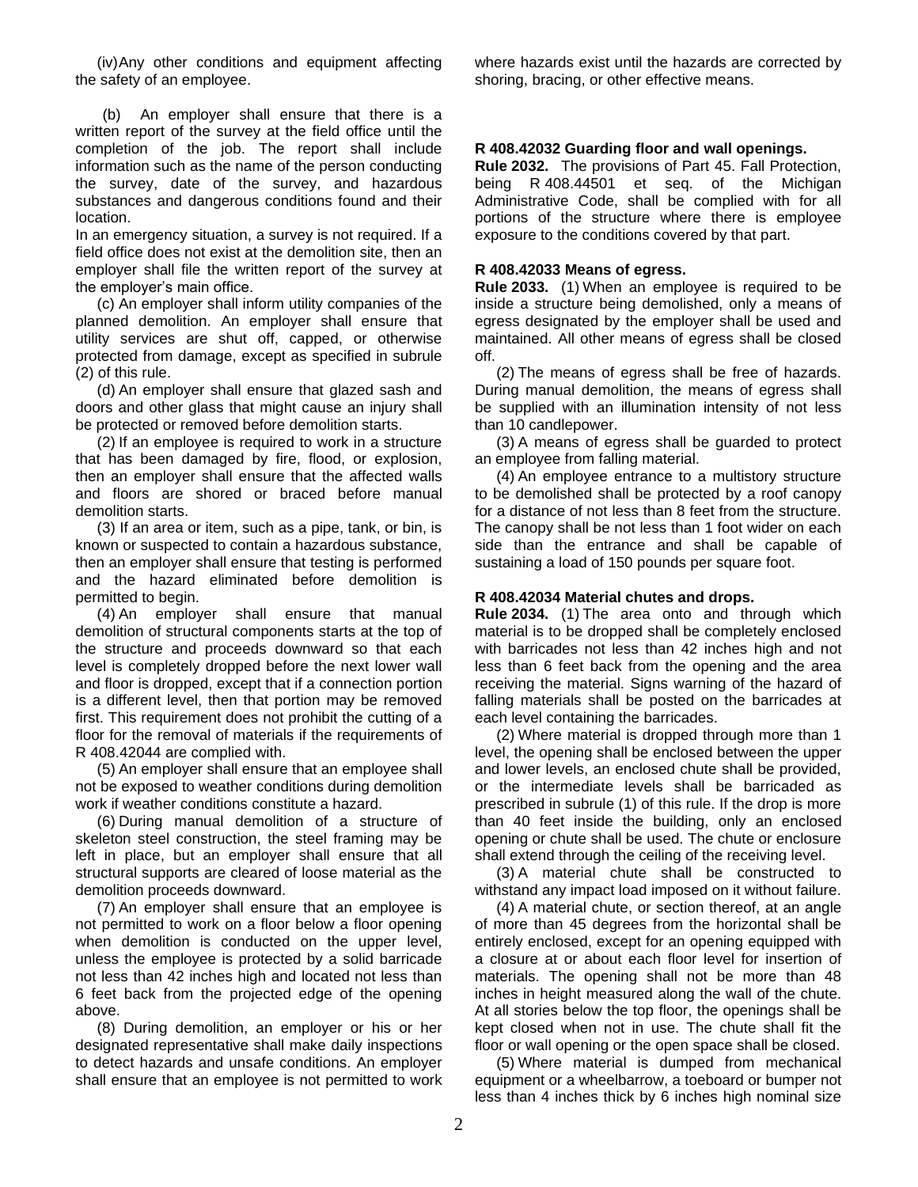(iv) Any other conditions and equipment affecting the safety of an employee.

(b) An employer shall ensure that there is a written report of the survey at the field office until the completion of the job. The report shall include information such as the name of the person conducting the survey, date of the survey, and hazardous substances and dangerous conditions found and their location.

In an emergency situation, a survey is not required. If a field office does not exist at the demolition site, then an employer shall file the written report of the survey at the employer's main office.

(c) An employer shall inform utility companies of the planned demolition. An employer shall ensure that utility services are shut off, capped, or otherwise protected from damage, except as specified in subrule (2) of this rule.

(d) An employer shall ensure that glazed sash and doors and other glass that might cause an injury shall be protected or removed before demolition starts.

(2) If an employee is required to work in a structure that has been damaged by fire, flood, or explosion, then an employer shall ensure that the affected walls and floors are shored or braced before manual demolition starts.

(3) If an area or item, such as a pipe, tank, or bin, is known or suspected to contain a hazardous substance, then an employer shall ensure that testing is performed and the hazard eliminated before demolition is permitted to begin.

(4) An employer shall ensure that manual demolition of structural components starts at the top of the structure and proceeds downward so that each level is completely dropped before the next lower wall and floor is dropped, except that if a connection portion is a different level, then that portion may be removed first. This requirement does not prohibit the cutting of a floor for the removal of materials if the requirements of R 408.42044 are complied with.

(5) An employer shall ensure that an employee shall not be exposed to weather conditions during demolition work if weather conditions constitute a hazard.

(6) During manual demolition of a structure of skeleton steel construction, the steel framing may be left in place, but an employer shall ensure that all structural supports are cleared of loose material as the demolition proceeds downward.

(7) An employer shall ensure that an employee is not permitted to work on a floor below a floor opening when demolition is conducted on the upper level, unless the employee is protected by a solid barricade not less than 42 inches high and located not less than 6 feet back from the projected edge of the opening above.

(8) During demolition, an employer or his or her designated representative shall make daily inspections to detect hazards and unsafe conditions. An employer shall ensure that an employee is not permitted to work where hazards exist until the hazards are corrected by shoring, bracing, or other effective means.

**R 408.42032 Guarding floor and wall openings.**

**Rule 2032.** The provisions of Part 45. Fall Protection, being R 408.44501 et seq. of the Michigan Administrative Code, shall be complied with for all portions of the structure where there is employee exposure to the conditions covered by that part.

**R 408.42033 Means of egress.**

**Rule 2033.** (1) When an employee is required to be inside a structure being demolished, only a means of egress designated by the employer shall be used and maintained. All other means of egress shall be closed off.

(2) The means of egress shall be free of hazards. During manual demolition, the means of egress shall be supplied with an illumination intensity of not less than 10 candlepower.

(3) A means of egress shall be guarded to protect an employee from falling material.

(4) An employee entrance to a multistory structure to be demolished shall be protected by a roof canopy for a distance of not less than 8 feet from the structure. The canopy shall be not less than 1 foot wider on each side than the entrance and shall be capable of sustaining a load of 150 pounds per square foot.

**R 408.42034 Material chutes and drops.**

**Rule 2034.** (1) The area onto and through which material is to be dropped shall be completely enclosed with barricades not less than 42 inches high and not less than 6 feet back from the opening and the area receiving the material. Signs warning of the hazard of falling materials shall be posted on the barricades at each level containing the barricades.

(2) Where material is dropped through more than 1 level, the opening shall be enclosed between the upper and lower levels, an enclosed chute shall be provided, or the intermediate levels shall be barricaded as prescribed in subrule (1) of this rule. If the drop is more than 40 feet inside the building, only an enclosed opening or chute shall be used. The chute or enclosure shall extend through the ceiling of the receiving level.

(3) A material chute shall be constructed to withstand any impact load imposed on it without failure.

(4) A material chute, or section thereof, at an angle of more than 45 degrees from the horizontal shall be entirely enclosed, except for an opening equipped with a closure at or about each floor level for insertion of materials. The opening shall not be more than 48 inches in height measured along the wall of the chute. At all stories below the top floor, the openings shall be kept closed when not in use. The chute shall fit the floor or wall opening or the open space shall be closed.

(5) Where material is dumped from mechanical equipment or a wheelbarrow, a toeboard or bumper not less than 4 inches thick by 6 inches high nominal size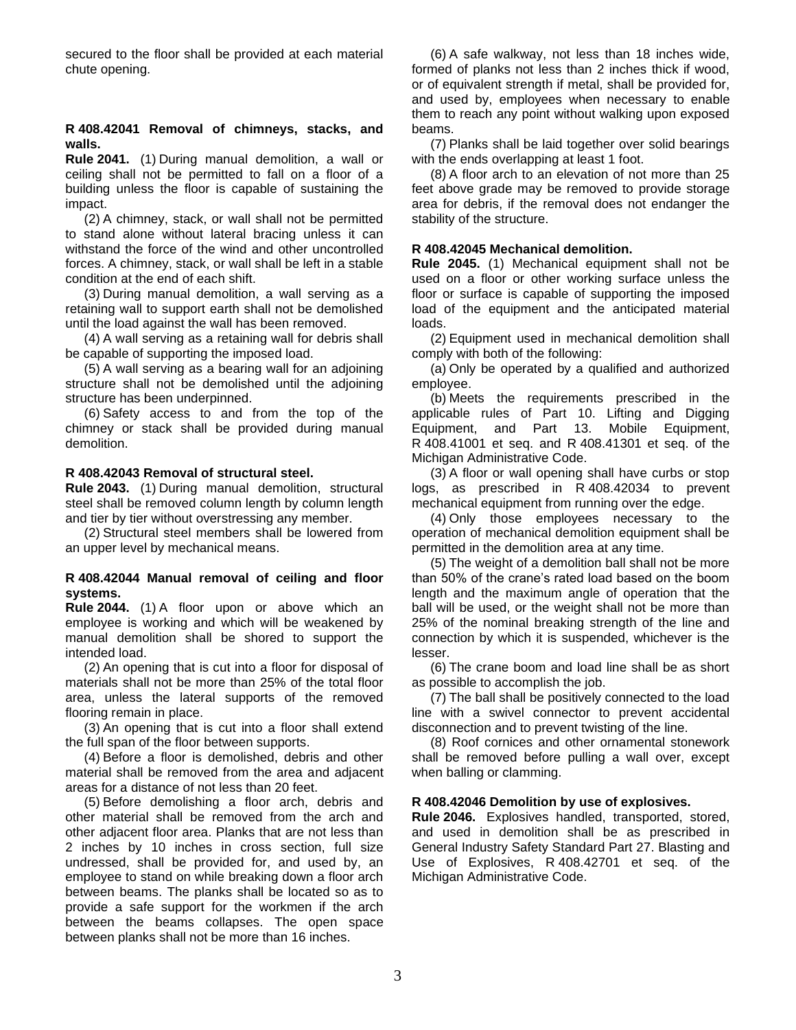secured to the floor shall be provided at each material chute opening.

**R 408.42041 Removal of chimneys, stacks, and walls.**

**Rule 2041.** (1) During manual demolition, a wall or ceiling shall not be permitted to fall on a floor of a building unless the floor is capable of sustaining the impact.

(2) A chimney, stack, or wall shall not be permitted to stand alone without lateral bracing unless it can withstand the force of the wind and other uncontrolled forces. A chimney, stack, or wall shall be left in a stable condition at the end of each shift.

(3) During manual demolition, a wall serving as a retaining wall to support earth shall not be demolished until the load against the wall has been removed.

(4) A wall serving as a retaining wall for debris shall be capable of supporting the imposed load.

(5) A wall serving as a bearing wall for an adjoining structure shall not be demolished until the adjoining structure has been underpinned.

(6) Safety access to and from the top of the chimney or stack shall be provided during manual demolition.

**R 408.42043 Removal of structural steel.**

**Rule 2043.** (1) During manual demolition, structural steel shall be removed column length by column length and tier by tier without overstressing any member.

(2) Structural steel members shall be lowered from an upper level by mechanical means.

**R 408.42044 Manual removal of ceiling and floor systems.**

**Rule 2044.** (1) A floor upon or above which an employee is working and which will be weakened by manual demolition shall be shored to support the intended load.

(2) An opening that is cut into a floor for disposal of materials shall not be more than 25% of the total floor area, unless the lateral supports of the removed flooring remain in place.

(3) An opening that is cut into a floor shall extend the full span of the floor between supports.

(4) Before a floor is demolished, debris and other material shall be removed from the area and adjacent areas for a distance of not less than 20 feet.

(5) Before demolishing a floor arch, debris and other material shall be removed from the arch and other adjacent floor area. Planks that are not less than 2 inches by 10 inches in cross section, full size undressed, shall be provided for, and used by, an employee to stand on while breaking down a floor arch between beams. The planks shall be located so as to provide a safe support for the workmen if the arch between the beams collapses. The open space between planks shall not be more than 16 inches.

(6) A safe walkway, not less than 18 inches wide, formed of planks not less than 2 inches thick if wood, or of equivalent strength if metal, shall be provided for, and used by, employees when necessary to enable them to reach any point without walking upon exposed beams.

(7) Planks shall be laid together over solid bearings with the ends overlapping at least 1 foot.

(8) A floor arch to an elevation of not more than 25 feet above grade may be removed to provide storage area for debris, if the removal does not endanger the stability of the structure.

**R 408.42045 Mechanical demolition.**

**Rule 2045.** (1) Mechanical equipment shall not be used on a floor or other working surface unless the floor or surface is capable of supporting the imposed load of the equipment and the anticipated material loads.

(2) Equipment used in mechanical demolition shall comply with both of the following:

(a) Only be operated by a qualified and authorized employee.

(b) Meets the requirements prescribed in the applicable rules of Part 10. Lifting and Digging Equipment, and Part 13. Mobile Equipment, R 408.41001 et seq. and R 408.41301 et seq. of the Michigan Administrative Code.

(3) A floor or wall opening shall have curbs or stop logs, as prescribed in R 408.42034 to prevent mechanical equipment from running over the edge.

(4) Only those employees necessary to the operation of mechanical demolition equipment shall be permitted in the demolition area at any time.

(5) The weight of a demolition ball shall not be more than 50% of the crane's rated load based on the boom length and the maximum angle of operation that the ball will be used, or the weight shall not be more than 25% of the nominal breaking strength of the line and connection by which it is suspended, whichever is the lesser.

(6) The crane boom and load line shall be as short as possible to accomplish the job.

(7) The ball shall be positively connected to the load line with a swivel connector to prevent accidental disconnection and to prevent twisting of the line.

(8) Roof cornices and other ornamental stonework shall be removed before pulling a wall over, except when balling or clamming.

**R 408.42046 Demolition by use of explosives.**

**Rule 2046.** Explosives handled, transported, stored, and used in demolition shall be as prescribed in General Industry Safety Standard Part 27. Blasting and Use of Explosives, R 408.42701 et seq. of the Michigan Administrative Code.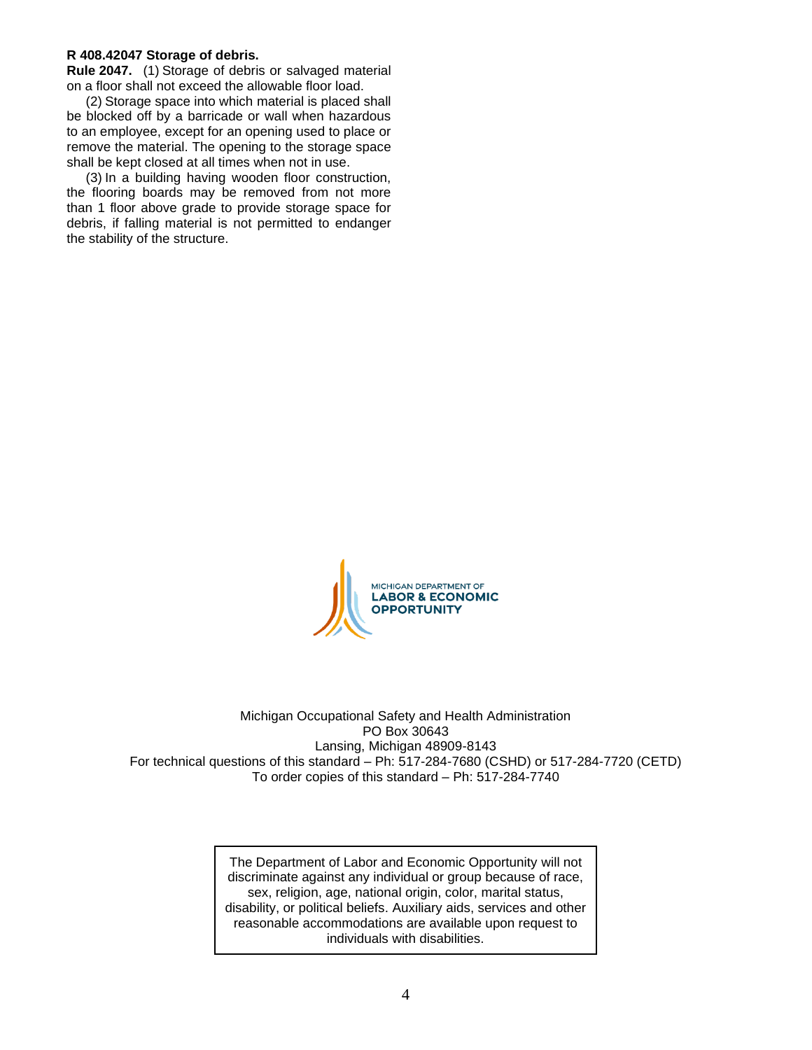**R 408.42047 Storage of debris.**

**Rule 2047.** (1) Storage of debris or salvaged material on a floor shall not exceed the allowable floor load.

(2) Storage space into which material is placed shall be blocked off by a barricade or wall when hazardous to an employee, except for an opening used to place or remove the material. The opening to the storage space shall be kept closed at all times when not in use.

(3) In a building having wooden floor construction, the flooring boards may be removed from not more than 1 floor above grade to provide storage space for debris, if falling material is not permitted to endanger the stability of the structure.

MICHIGAN DEPARTMENT OF
**LABOR & ECONOMIC OPPORTUNITY**

Michigan Occupational Safety and Health Administration
PO Box 30643
Lansing, Michigan 48909-8143
For technical questions of this standard – Ph: 517-284-7680 (CSHD) or 517-284-7720 (CETD)
To order copies of this standard – Ph: 517-284-7740

The Department of Labor and Economic Opportunity will not discriminate against any individual or group because of race, sex, religion, age, national origin, color, marital status, disability, or political beliefs. Auxiliary aids, services and other reasonable accommodations are available upon request to individuals with disabilities.